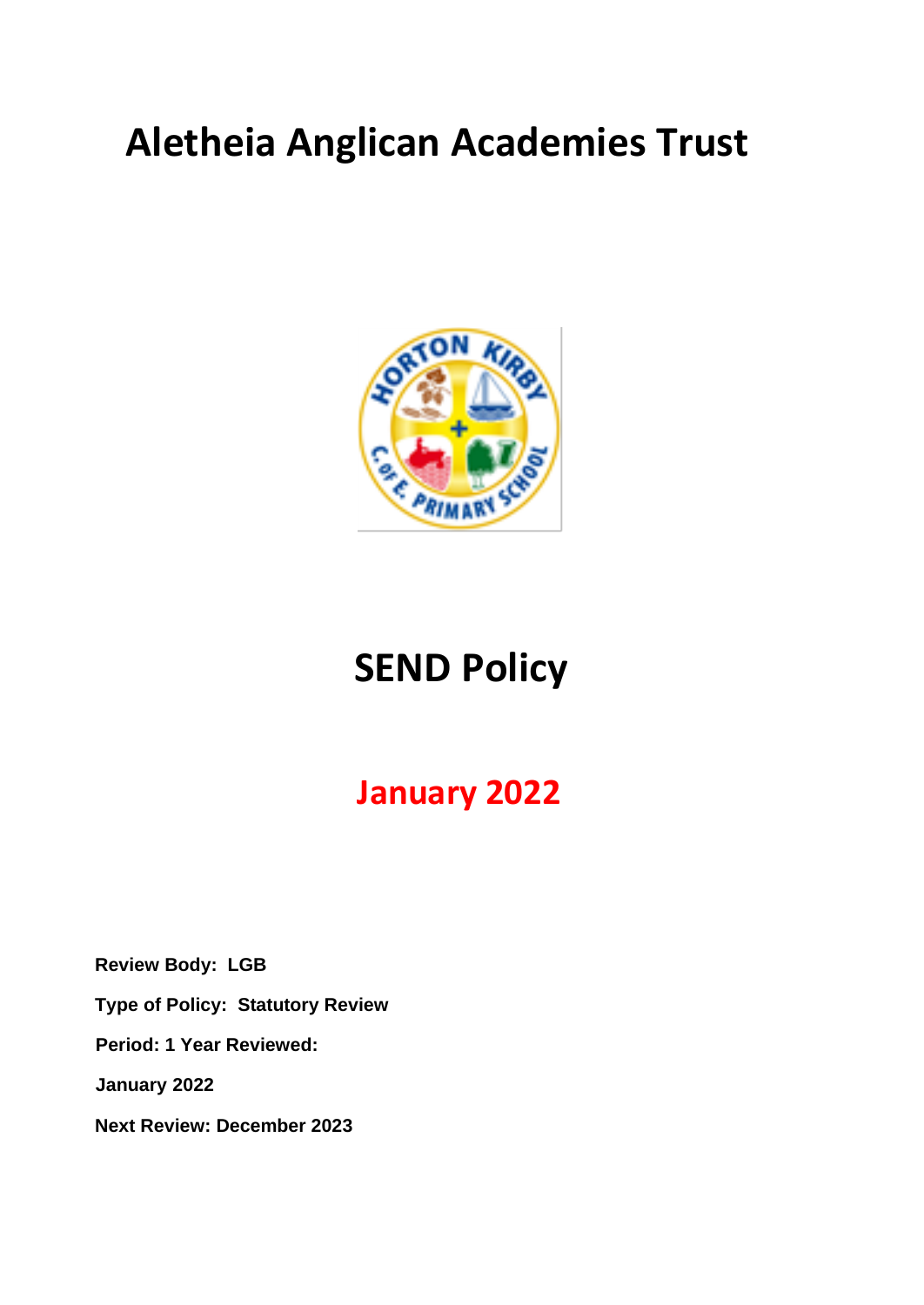# Aletheia Anglican Academies Trust

# SEND Policy

## January 2022

**Review Body: LGB**

**Type of Policy: Statutory Review**

**Period: 1 Year Reviewed:**

**January 2022**

**Next Review: December 2023**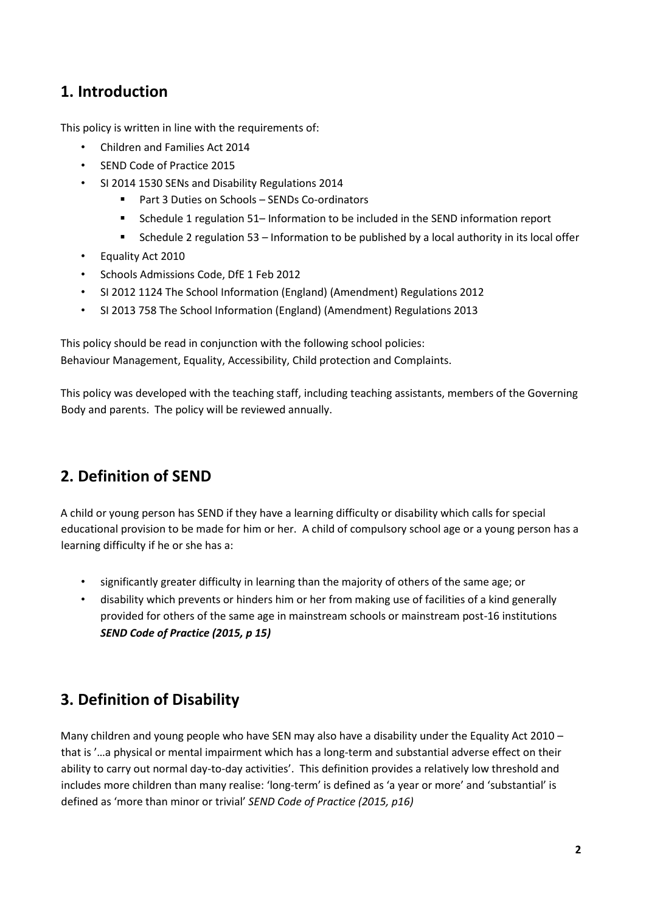## 1. Introduction

This policy is written in line with the requirements of:

- Children and Families Act 2014
- SEND Code of Practice 2015
- SI 2014 1530 SENs and Disability Regulations 2014
  - Part 3 Duties on Schools – SENDs Co-ordinators
  - Schedule 1 regulation 51– Information to be included in the SEND information report
  - Schedule 2 regulation 53 – Information to be published by a local authority in its local offer
- Equality Act 2010
- Schools Admissions Code, DfE 1 Feb 2012
- SI 2012 1124 The School Information (England) (Amendment) Regulations 2012
- SI 2013 758 The School Information (England) (Amendment) Regulations 2013

This policy should be read in conjunction with the following school policies:
Behaviour Management, Equality, Accessibility, Child protection and Complaints.

This policy was developed with the teaching staff, including teaching assistants, members of the Governing Body and parents. The policy will be reviewed annually.

## 2. Definition of SEND

A child or young person has SEND if they have a learning difficulty or disability which calls for special educational provision to be made for him or her. A child of compulsory school age or a young person has a learning difficulty if he or she has a:

- significantly greater difficulty in learning than the majority of others of the same age; or
- disability which prevents or hinders him or her from making use of facilities of a kind generally provided for others of the same age in mainstream schools or mainstream post-16 institutions ***SEND Code of Practice (2015, p 15)***

## 3. Definition of Disability

Many children and young people who have SEN may also have a disability under the Equality Act 2010 – that is '…a physical or mental impairment which has a long-term and substantial adverse effect on their ability to carry out normal day-to-day activities'. This definition provides a relatively low threshold and includes more children than many realise: 'long-term' is defined as 'a year or more' and 'substantial' is defined as 'more than minor or trivial' *SEND Code of Practice (2015, p16)*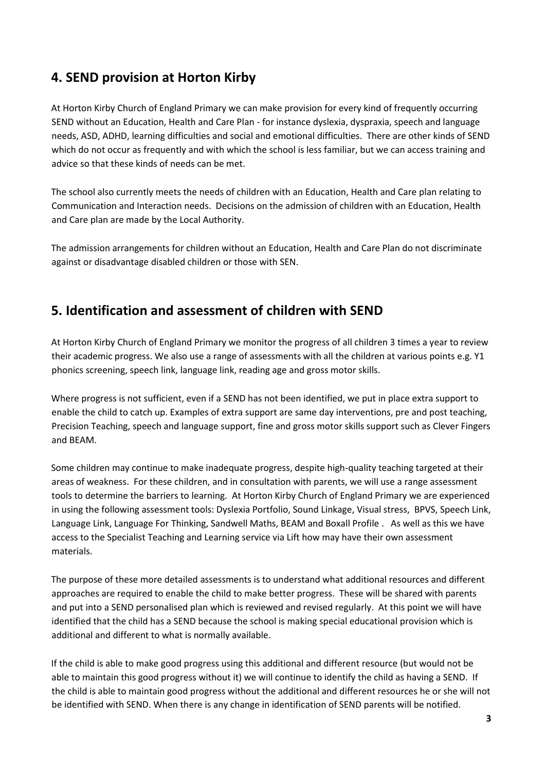## 4. SEND provision at Horton Kirby

At Horton Kirby Church of England Primary we can make provision for every kind of frequently occurring SEND without an Education, Health and Care Plan - for instance dyslexia, dyspraxia, speech and language needs, ASD, ADHD, learning difficulties and social and emotional difficulties. There are other kinds of SEND which do not occur as frequently and with which the school is less familiar, but we can access training and advice so that these kinds of needs can be met.

The school also currently meets the needs of children with an Education, Health and Care plan relating to Communication and Interaction needs. Decisions on the admission of children with an Education, Health and Care plan are made by the Local Authority.

The admission arrangements for children without an Education, Health and Care Plan do not discriminate against or disadvantage disabled children or those with SEN.

## 5. Identification and assessment of children with SEND

At Horton Kirby Church of England Primary we monitor the progress of all children 3 times a year to review their academic progress. We also use a range of assessments with all the children at various points e.g. Y1 phonics screening, speech link, language link, reading age and gross motor skills.

Where progress is not sufficient, even if a SEND has not been identified, we put in place extra support to enable the child to catch up. Examples of extra support are same day interventions, pre and post teaching, Precision Teaching, speech and language support, fine and gross motor skills support such as Clever Fingers and BEAM.

Some children may continue to make inadequate progress, despite high-quality teaching targeted at their areas of weakness. For these children, and in consultation with parents, we will use a range assessment tools to determine the barriers to learning. At Horton Kirby Church of England Primary we are experienced in using the following assessment tools: Dyslexia Portfolio, Sound Linkage, Visual stress, BPVS, Speech Link, Language Link, Language For Thinking, Sandwell Maths, BEAM and Boxall Profile . As well as this we have access to the Specialist Teaching and Learning service via Lift how may have their own assessment materials.

The purpose of these more detailed assessments is to understand what additional resources and different approaches are required to enable the child to make better progress. These will be shared with parents and put into a SEND personalised plan which is reviewed and revised regularly. At this point we will have identified that the child has a SEND because the school is making special educational provision which is additional and different to what is normally available.

If the child is able to make good progress using this additional and different resource (but would not be able to maintain this good progress without it) we will continue to identify the child as having a SEND. If the child is able to maintain good progress without the additional and different resources he or she will not be identified with SEND. When there is any change in identification of SEND parents will be notified.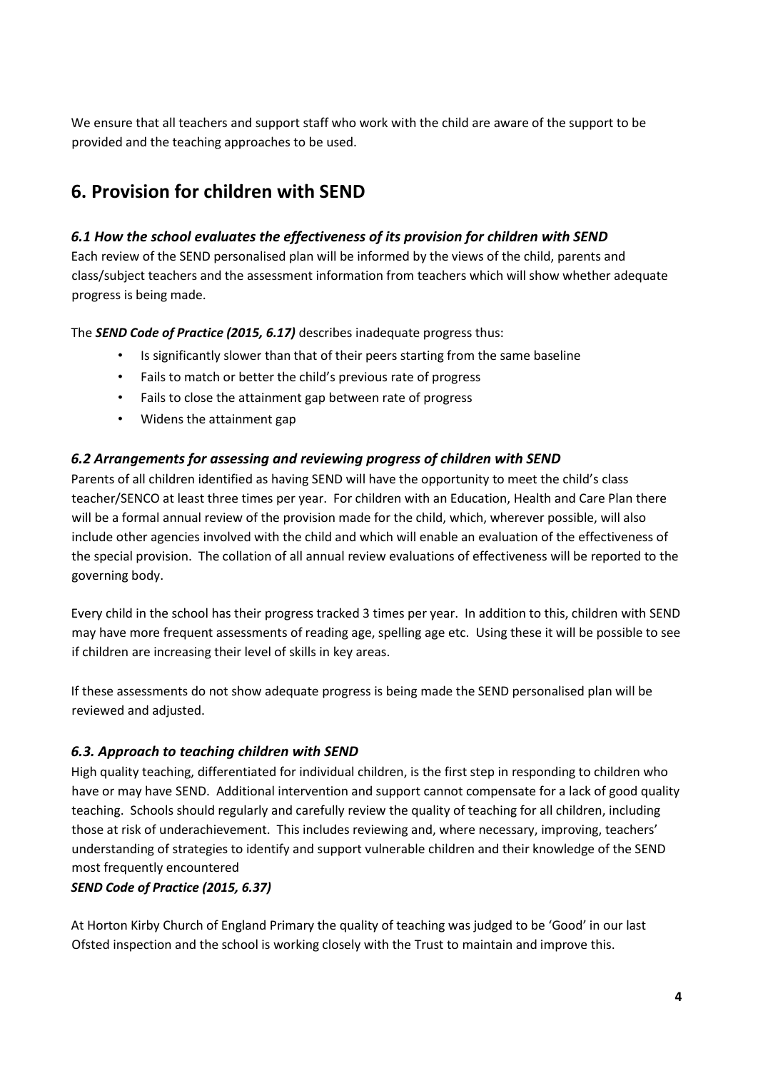We ensure that all teachers and support staff who work with the child are aware of the support to be provided and the teaching approaches to be used.

## 6. Provision for children with SEND

### *6.1 How the school evaluates the effectiveness of its provision for children with SEND*

Each review of the SEND personalised plan will be informed by the views of the child, parents and class/subject teachers and the assessment information from teachers which will show whether adequate progress is being made.

The ***SEND Code of Practice (2015, 6.17)*** describes inadequate progress thus:

- Is significantly slower than that of their peers starting from the same baseline
- Fails to match or better the child's previous rate of progress
- Fails to close the attainment gap between rate of progress
- Widens the attainment gap

### *6.2 Arrangements for assessing and reviewing progress of children with SEND*

Parents of all children identified as having SEND will have the opportunity to meet the child's class teacher/SENCO at least three times per year. For children with an Education, Health and Care Plan there will be a formal annual review of the provision made for the child, which, wherever possible, will also include other agencies involved with the child and which will enable an evaluation of the effectiveness of the special provision. The collation of all annual review evaluations of effectiveness will be reported to the governing body.

Every child in the school has their progress tracked 3 times per year. In addition to this, children with SEND may have more frequent assessments of reading age, spelling age etc. Using these it will be possible to see if children are increasing their level of skills in key areas.

If these assessments do not show adequate progress is being made the SEND personalised plan will be reviewed and adjusted.

### *6.3. Approach to teaching children with SEND*

High quality teaching, differentiated for individual children, is the first step in responding to children who have or may have SEND. Additional intervention and support cannot compensate for a lack of good quality teaching. Schools should regularly and carefully review the quality of teaching for all children, including those at risk of underachievement. This includes reviewing and, where necessary, improving, teachers' understanding of strategies to identify and support vulnerable children and their knowledge of the SEND most frequently encountered

***SEND Code of Practice (2015, 6.37)***

At Horton Kirby Church of England Primary the quality of teaching was judged to be 'Good' in our last Ofsted inspection and the school is working closely with the Trust to maintain and improve this.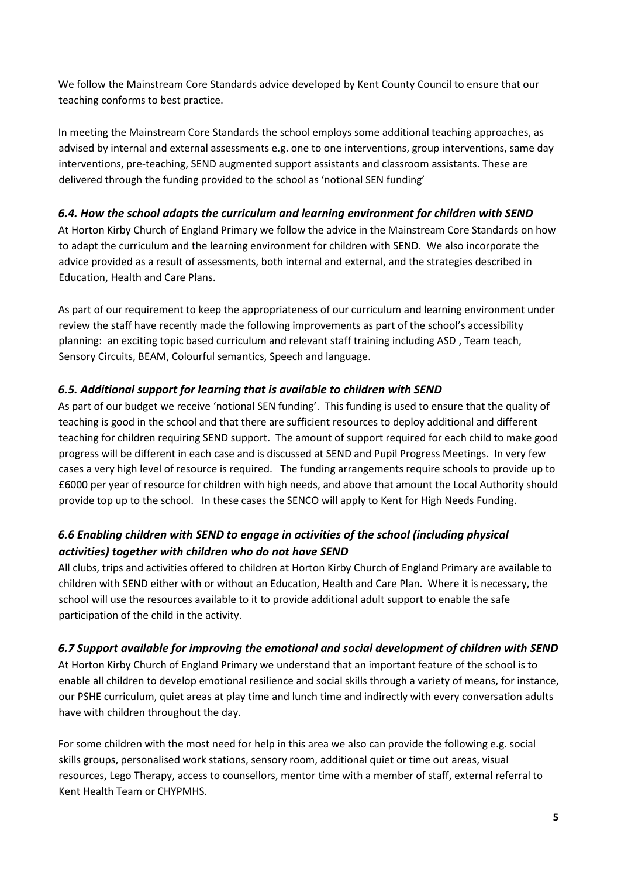We follow the Mainstream Core Standards advice developed by Kent County Council to ensure that our teaching conforms to best practice.

In meeting the Mainstream Core Standards the school employs some additional teaching approaches, as advised by internal and external assessments e.g. one to one interventions, group interventions, same day interventions, pre-teaching, SEND augmented support assistants and classroom assistants. These are delivered through the funding provided to the school as 'notional SEN funding'

### *6.4. How the school adapts the curriculum and learning environment for children with SEND*

At Horton Kirby Church of England Primary we follow the advice in the Mainstream Core Standards on how to adapt the curriculum and the learning environment for children with SEND. We also incorporate the advice provided as a result of assessments, both internal and external, and the strategies described in Education, Health and Care Plans.

As part of our requirement to keep the appropriateness of our curriculum and learning environment under review the staff have recently made the following improvements as part of the school's accessibility planning: an exciting topic based curriculum and relevant staff training including ASD , Team teach, Sensory Circuits, BEAM, Colourful semantics, Speech and language.

### *6.5. Additional support for learning that is available to children with SEND*

As part of our budget we receive 'notional SEN funding'. This funding is used to ensure that the quality of teaching is good in the school and that there are sufficient resources to deploy additional and different teaching for children requiring SEND support. The amount of support required for each child to make good progress will be different in each case and is discussed at SEND and Pupil Progress Meetings. In very few cases a very high level of resource is required. The funding arrangements require schools to provide up to £6000 per year of resource for children with high needs, and above that amount the Local Authority should provide top up to the school. In these cases the SENCO will apply to Kent for High Needs Funding.

### *6.6 Enabling children with SEND to engage in activities of the school (including physical activities) together with children who do not have SEND*

All clubs, trips and activities offered to children at Horton Kirby Church of England Primary are available to children with SEND either with or without an Education, Health and Care Plan. Where it is necessary, the school will use the resources available to it to provide additional adult support to enable the safe participation of the child in the activity.

### *6.7 Support available for improving the emotional and social development of children with SEND*

At Horton Kirby Church of England Primary we understand that an important feature of the school is to enable all children to develop emotional resilience and social skills through a variety of means, for instance, our PSHE curriculum, quiet areas at play time and lunch time and indirectly with every conversation adults have with children throughout the day.

For some children with the most need for help in this area we also can provide the following e.g. social skills groups, personalised work stations, sensory room, additional quiet or time out areas, visual resources, Lego Therapy, access to counsellors, mentor time with a member of staff, external referral to Kent Health Team or CHYPMHS.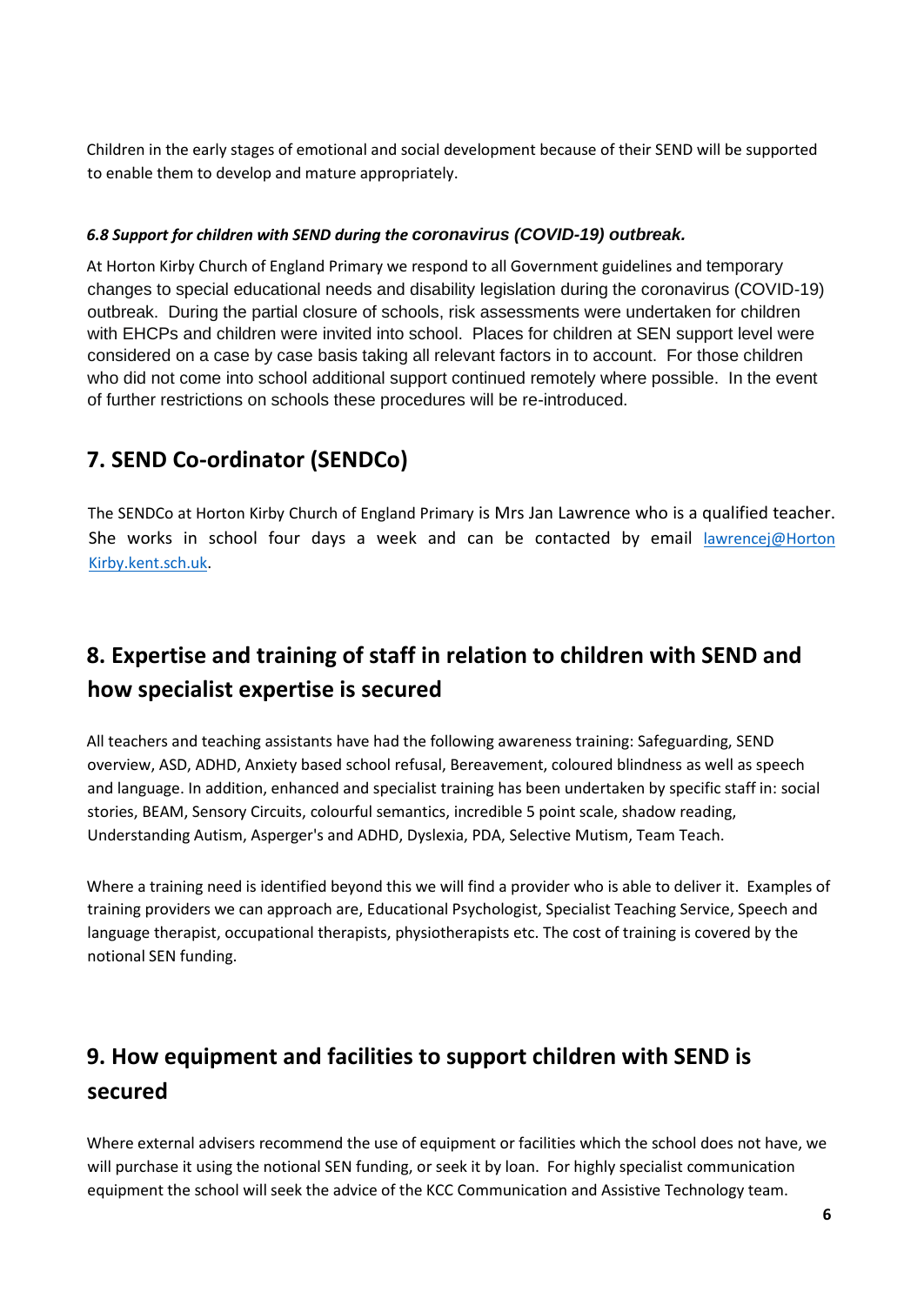Children in the early stages of emotional and social development because of their SEND will be supported to enable them to develop and mature appropriately.

#### *6.8 Support for children with SEND during the coronavirus (COVID-19) outbreak.*

At Horton Kirby Church of England Primary we respond to all Government guidelines and temporary changes to special educational needs and disability legislation during the coronavirus (COVID-19) outbreak. During the partial closure of schools, risk assessments were undertaken for children with EHCPs and children were invited into school. Places for children at SEN support level were considered on a case by case basis taking all relevant factors in to account. For those children who did not come into school additional support continued remotely where possible. In the event of further restrictions on schools these procedures will be re-introduced.

## 7. SEND Co-ordinator (SENDCo)

The SENDCo at Horton Kirby Church of England Primary is Mrs Jan Lawrence who is a qualified teacher. She works in school four days a week and can be contacted by email lawrencej@Horton Kirby.kent.sch.uk.

## 8. Expertise and training of staff in relation to children with SEND and how specialist expertise is secured

All teachers and teaching assistants have had the following awareness training: Safeguarding, SEND overview, ASD, ADHD, Anxiety based school refusal, Bereavement, coloured blindness as well as speech and language. In addition, enhanced and specialist training has been undertaken by specific staff in: social stories, BEAM, Sensory Circuits, colourful semantics, incredible 5 point scale, shadow reading, Understanding Autism, Asperger's and ADHD, Dyslexia, PDA, Selective Mutism, Team Teach.

Where a training need is identified beyond this we will find a provider who is able to deliver it. Examples of training providers we can approach are, Educational Psychologist, Specialist Teaching Service, Speech and language therapist, occupational therapists, physiotherapists etc. The cost of training is covered by the notional SEN funding.

## 9. How equipment and facilities to support children with SEND is secured

Where external advisers recommend the use of equipment or facilities which the school does not have, we will purchase it using the notional SEN funding, or seek it by loan. For highly specialist communication equipment the school will seek the advice of the KCC Communication and Assistive Technology team.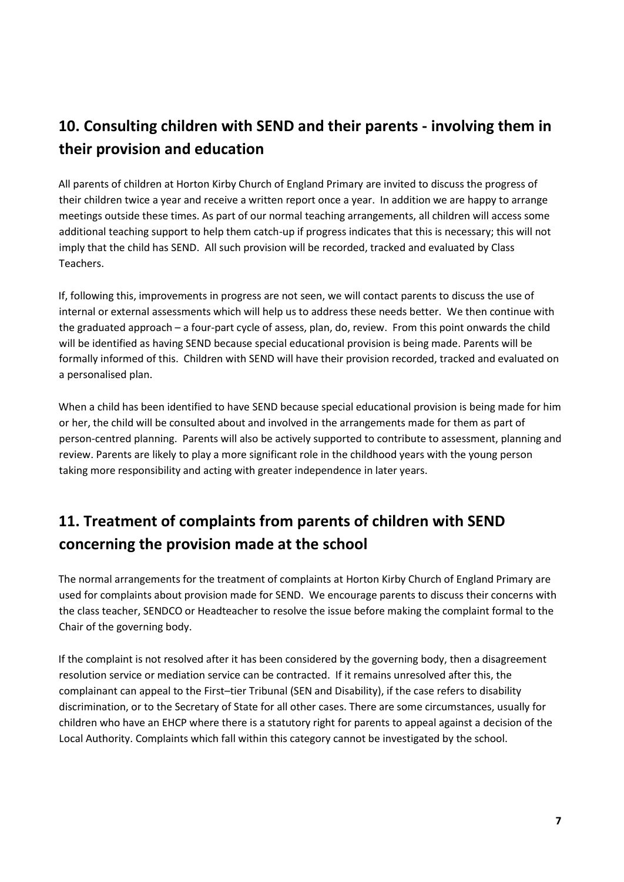## 10. Consulting children with SEND and their parents - involving them in their provision and education

All parents of children at Horton Kirby Church of England Primary are invited to discuss the progress of their children twice a year and receive a written report once a year. In addition we are happy to arrange meetings outside these times. As part of our normal teaching arrangements, all children will access some additional teaching support to help them catch-up if progress indicates that this is necessary; this will not imply that the child has SEND. All such provision will be recorded, tracked and evaluated by Class Teachers.

If, following this, improvements in progress are not seen, we will contact parents to discuss the use of internal or external assessments which will help us to address these needs better. We then continue with the graduated approach – a four-part cycle of assess, plan, do, review. From this point onwards the child will be identified as having SEND because special educational provision is being made. Parents will be formally informed of this. Children with SEND will have their provision recorded, tracked and evaluated on a personalised plan.

When a child has been identified to have SEND because special educational provision is being made for him or her, the child will be consulted about and involved in the arrangements made for them as part of person-centred planning. Parents will also be actively supported to contribute to assessment, planning and review. Parents are likely to play a more significant role in the childhood years with the young person taking more responsibility and acting with greater independence in later years.

## 11. Treatment of complaints from parents of children with SEND concerning the provision made at the school

The normal arrangements for the treatment of complaints at Horton Kirby Church of England Primary are used for complaints about provision made for SEND. We encourage parents to discuss their concerns with the class teacher, SENDCO or Headteacher to resolve the issue before making the complaint formal to the Chair of the governing body.

If the complaint is not resolved after it has been considered by the governing body, then a disagreement resolution service or mediation service can be contracted. If it remains unresolved after this, the complainant can appeal to the First–tier Tribunal (SEN and Disability), if the case refers to disability discrimination, or to the Secretary of State for all other cases. There are some circumstances, usually for children who have an EHCP where there is a statutory right for parents to appeal against a decision of the Local Authority. Complaints which fall within this category cannot be investigated by the school.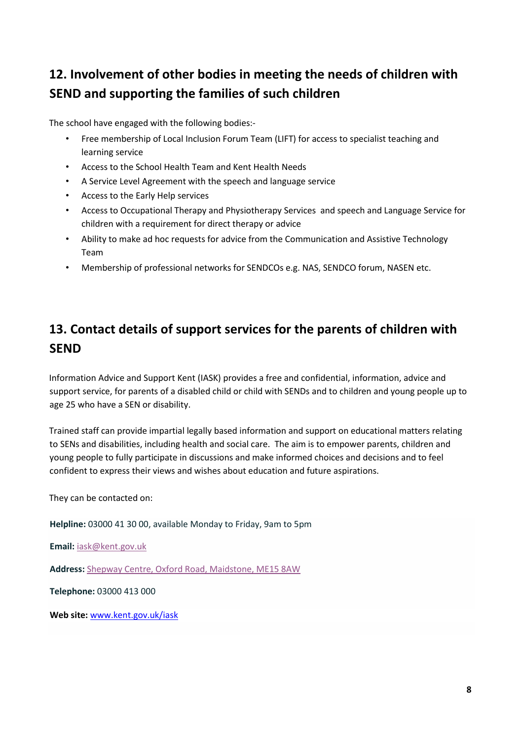## 12. Involvement of other bodies in meeting the needs of children with SEND and supporting the families of such children

The school have engaged with the following bodies:-

- Free membership of Local Inclusion Forum Team (LIFT) for access to specialist teaching and learning service
- Access to the School Health Team and Kent Health Needs
- A Service Level Agreement with the speech and language service
- Access to the Early Help services
- Access to Occupational Therapy and Physiotherapy Services and speech and Language Service for children with a requirement for direct therapy or advice
- Ability to make ad hoc requests for advice from the Communication and Assistive Technology Team
- Membership of professional networks for SENDCOs e.g. NAS, SENDCO forum, NASEN etc.

## 13. Contact details of support services for the parents of children with SEND

Information Advice and Support Kent (IASK) provides a free and confidential, information, advice and support service, for parents of a disabled child or child with SENDs and to children and young people up to age 25 who have a SEN or disability.

Trained staff can provide impartial legally based information and support on educational matters relating to SENs and disabilities, including health and social care. The aim is to empower parents, children and young people to fully participate in discussions and make informed choices and decisions and to feel confident to express their views and wishes about education and future aspirations.

They can be contacted on:

**Helpline:** 03000 41 30 00, available Monday to Friday, 9am to 5pm

**Email:** iask@kent.gov.uk

**Address:** Shepway Centre, Oxford Road, Maidstone, ME15 8AW

**Telephone:** 03000 413 000

**Web site:** www.kent.gov.uk/iask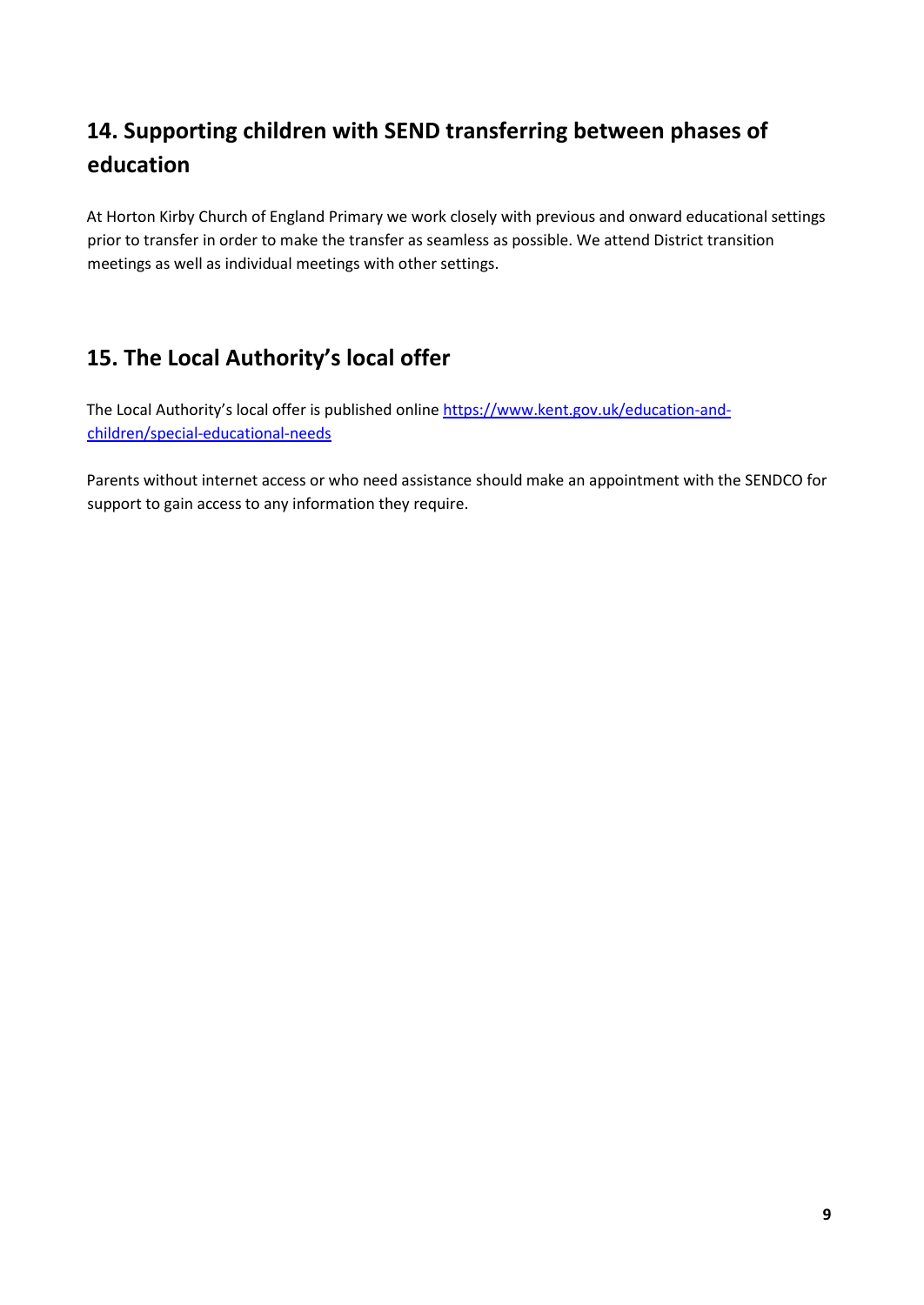## 14. Supporting children with SEND transferring between phases of education

At Horton Kirby Church of England Primary we work closely with previous and onward educational settings prior to transfer in order to make the transfer as seamless as possible. We attend District transition meetings as well as individual meetings with other settings.

## 15. The Local Authority's local offer

The Local Authority's local offer is published online [https://www.kent.gov.uk/education-and-children/special-educational-needs](https://www.kent.gov.uk/education-and-children/special-educational-needs)

Parents without internet access or who need assistance should make an appointment with the SENDCO for support to gain access to any information they require.